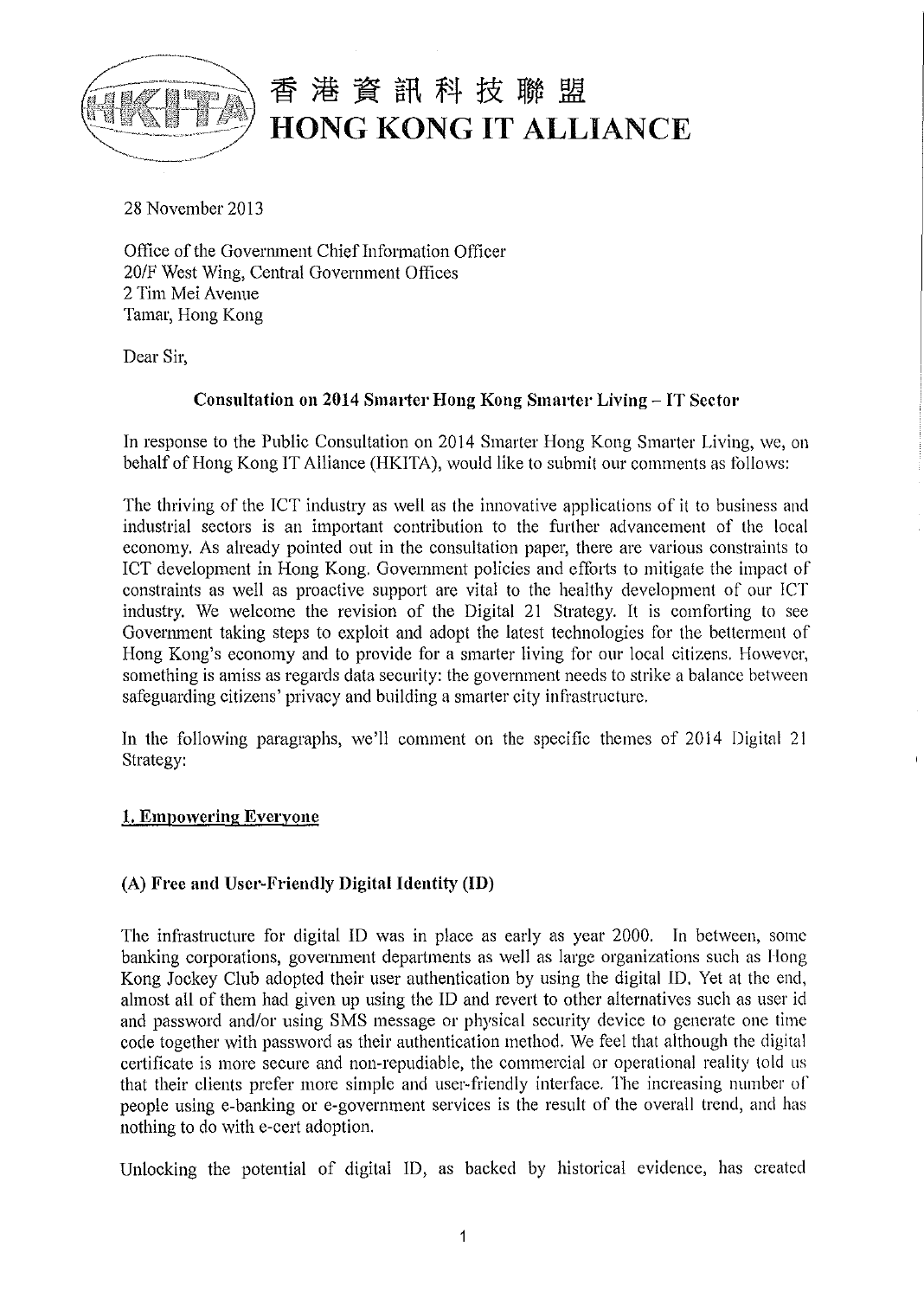# 香港資訊科技聯盟
# HONG KONG IT ALLIANCE

28 November 2013

Office of the Government Chief Information Officer
20/F West Wing, Central Government Offices
2 Tim Mei Avenue
Tamar, Hong Kong

Dear Sir,

**Consultation on 2014 Smarter Hong Kong Smarter Living – IT Sector**

In response to the Public Consultation on 2014 Smarter Hong Kong Smarter Living, we, on behalf of Hong Kong IT Alliance (HKITA), would like to submit our comments as follows:

The thriving of the ICT industry as well as the innovative applications of it to business and industrial sectors is an important contribution to the further advancement of the local economy. As already pointed out in the consultation paper, there are various constraints to ICT development in Hong Kong. Government policies and efforts to mitigate the impact of constraints as well as proactive support are vital to the healthy development of our ICT industry. We welcome the revision of the Digital 21 Strategy. It is comforting to see Government taking steps to exploit and adopt the latest technologies for the betterment of Hong Kong's economy and to provide for a smarter living for our local citizens. However, something is amiss as regards data security: the government needs to strike a balance between safeguarding citizens' privacy and building a smarter city infrastructure.

In the following paragraphs, we'll comment on the specific themes of 2014 Digital 21 Strategy:

## 1. Empowering Everyone

### (A) Free and User-Friendly Digital Identity (ID)

The infrastructure for digital ID was in place as early as year 2000. In between, some banking corporations, government departments as well as large organizations such as Hong Kong Jockey Club adopted their user authentication by using the digital ID. Yet at the end, almost all of them had given up using the ID and revert to other alternatives such as user id and password and/or using SMS message or physical security device to generate one time code together with password as their authentication method. We feel that although the digital certificate is more secure and non-repudiable, the commercial or operational reality told us that their clients prefer more simple and user-friendly interface. The increasing number of people using e-banking or e-government services is the result of the overall trend, and has nothing to do with e-cert adoption.

Unlocking the potential of digital ID, as backed by historical evidence, has created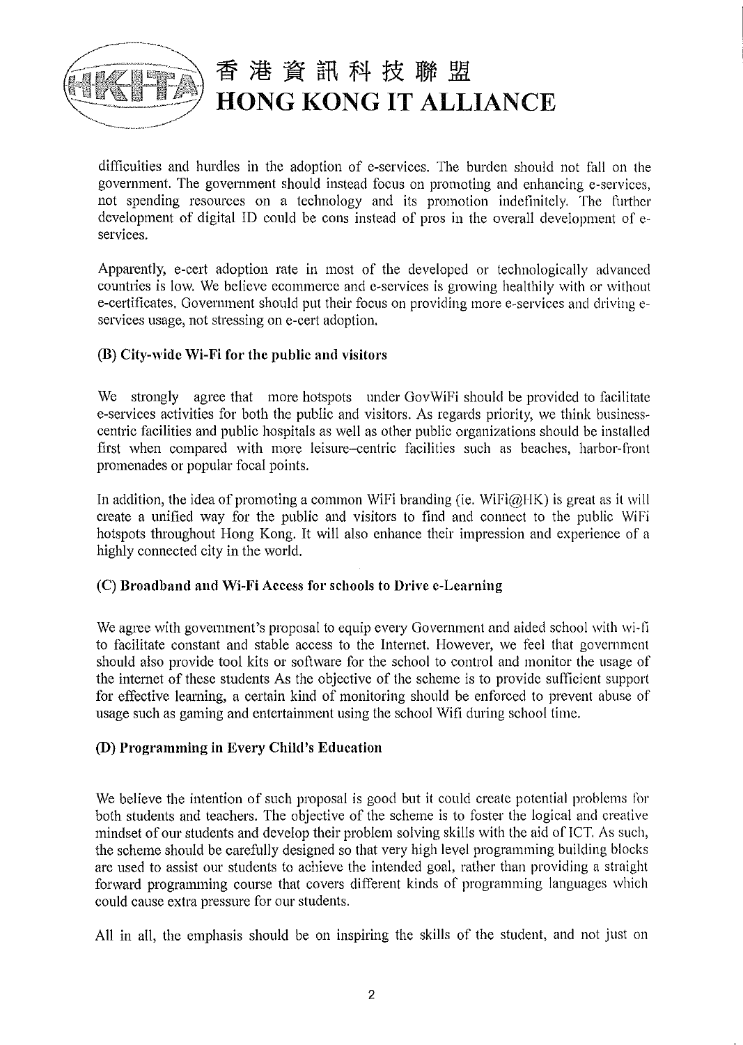difficulties and hurdles in the adoption of e-services. The burden should not fall on the government. The government should instead focus on promoting and enhancing e-services, not spending resources on a technology and its promotion indefinitely. The further development of digital ID could be cons instead of pros in the overall development of e-services.

Apparently, e-cert adoption rate in most of the developed or technologically advanced countries is low. We believe ecommerce and e-services is growing healthily with or without e-certificates. Government should put their focus on providing more e-services and driving e-services usage, not stressing on e-cert adoption.

**(B) City-wide Wi-Fi for the public and visitors**

We strongly agree that more hotspots under GovWiFi should be provided to facilitate e-services activities for both the public and visitors. As regards priority, we think business-centric facilities and public hospitals as well as other public organizations should be installed first when compared with more leisure–centric facilities such as beaches, harbor-front promenades or popular focal points.

In addition, the idea of promoting a common WiFi branding (ie. WiFi@HK) is great as it will create a unified way for the public and visitors to find and connect to the public WiFi hotspots throughout Hong Kong. It will also enhance their impression and experience of a highly connected city in the world.

**(C) Broadband and Wi-Fi Access for schools to Drive e-Learning**

We agree with government's proposal to equip every Government and aided school with wi-fi to facilitate constant and stable access to the Internet. However, we feel that government should also provide tool kits or software for the school to control and monitor the usage of the internet of these students As the objective of the scheme is to provide sufficient support for effective learning, a certain kind of monitoring should be enforced to prevent abuse of usage such as gaming and entertainment using the school Wifi during school time.

**(D) Programming in Every Child's Education**

We believe the intention of such proposal is good but it could create potential problems for both students and teachers. The objective of the scheme is to foster the logical and creative mindset of our students and develop their problem solving skills with the aid of ICT. As such, the scheme should be carefully designed so that very high level programming building blocks are used to assist our students to achieve the intended goal, rather than providing a straight forward programming course that covers different kinds of programming languages which could cause extra pressure for our students.

All in all, the emphasis should be on inspiring the skills of the student, and not just on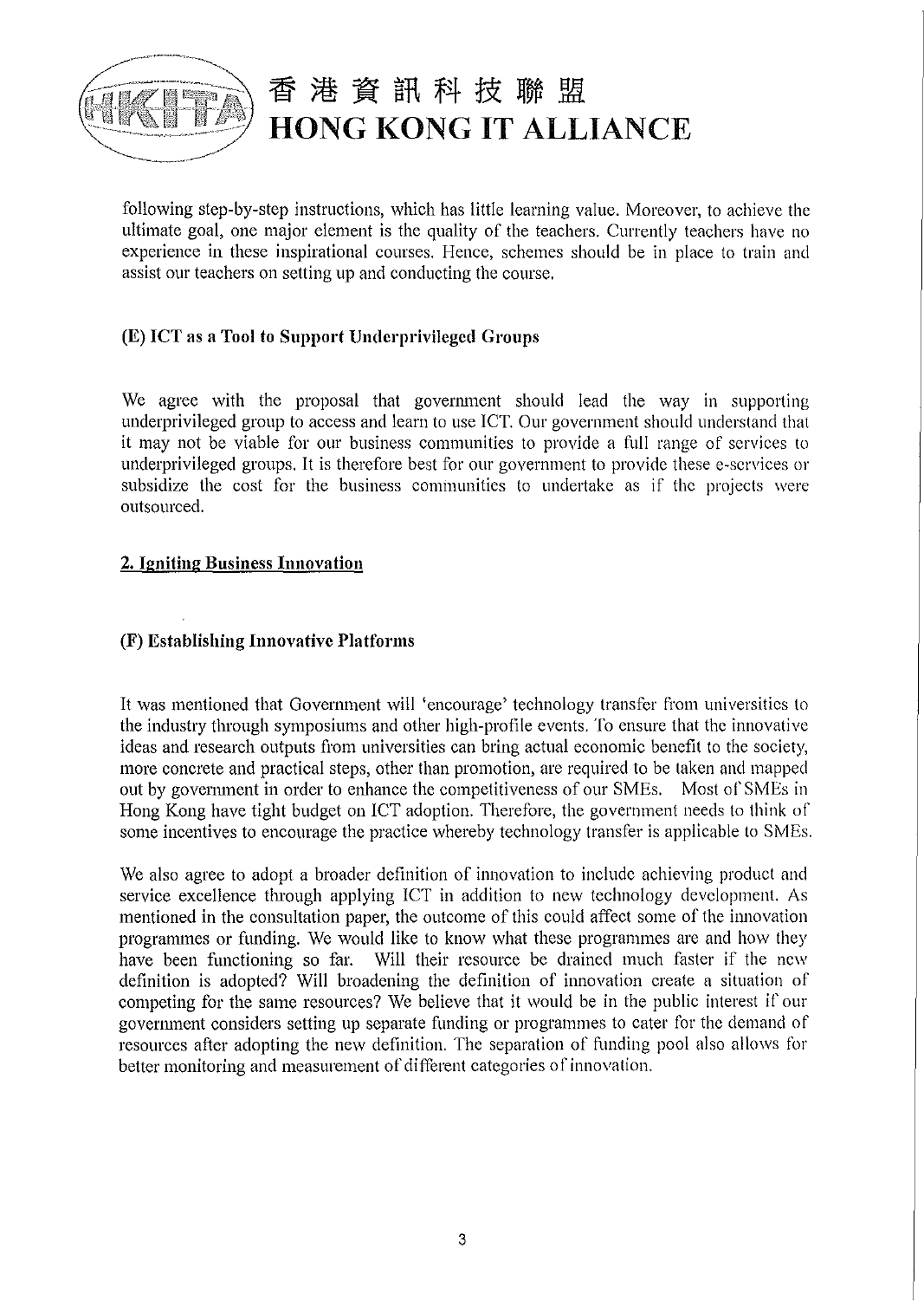following step-by-step instructions, which has little learning value. Moreover, to achieve the ultimate goal, one major element is the quality of the teachers. Currently teachers have no experience in these inspirational courses. Hence, schemes should be in place to train and assist our teachers on setting up and conducting the course.

### (E) ICT as a Tool to Support Underprivileged Groups

We agree with the proposal that government should lead the way in supporting underprivileged group to access and learn to use ICT. Our government should understand that it may not be viable for our business communities to provide a full range of services to underprivileged groups. It is therefore best for our government to provide these e-services or subsidize the cost for the business communities to undertake as if the projects were outsourced.

## 2. Igniting Business Innovation

### (F) Establishing Innovative Platforms

It was mentioned that Government will 'encourage' technology transfer from universities to the industry through symposiums and other high-profile events. To ensure that the innovative ideas and research outputs from universities can bring actual economic benefit to the society, more concrete and practical steps, other than promotion, are required to be taken and mapped out by government in order to enhance the competitiveness of our SMEs. Most of SMEs in Hong Kong have tight budget on ICT adoption. Therefore, the government needs to think of some incentives to encourage the practice whereby technology transfer is applicable to SMEs.

We also agree to adopt a broader definition of innovation to include achieving product and service excellence through applying ICT in addition to new technology development. As mentioned in the consultation paper, the outcome of this could affect some of the innovation programmes or funding. We would like to know what these programmes are and how they have been functioning so far. Will their resource be drained much faster if the new definition is adopted? Will broadening the definition of innovation create a situation of competing for the same resources? We believe that it would be in the public interest if our government considers setting up separate funding or programmes to cater for the demand of resources after adopting the new definition. The separation of funding pool also allows for better monitoring and measurement of different categories of innovation.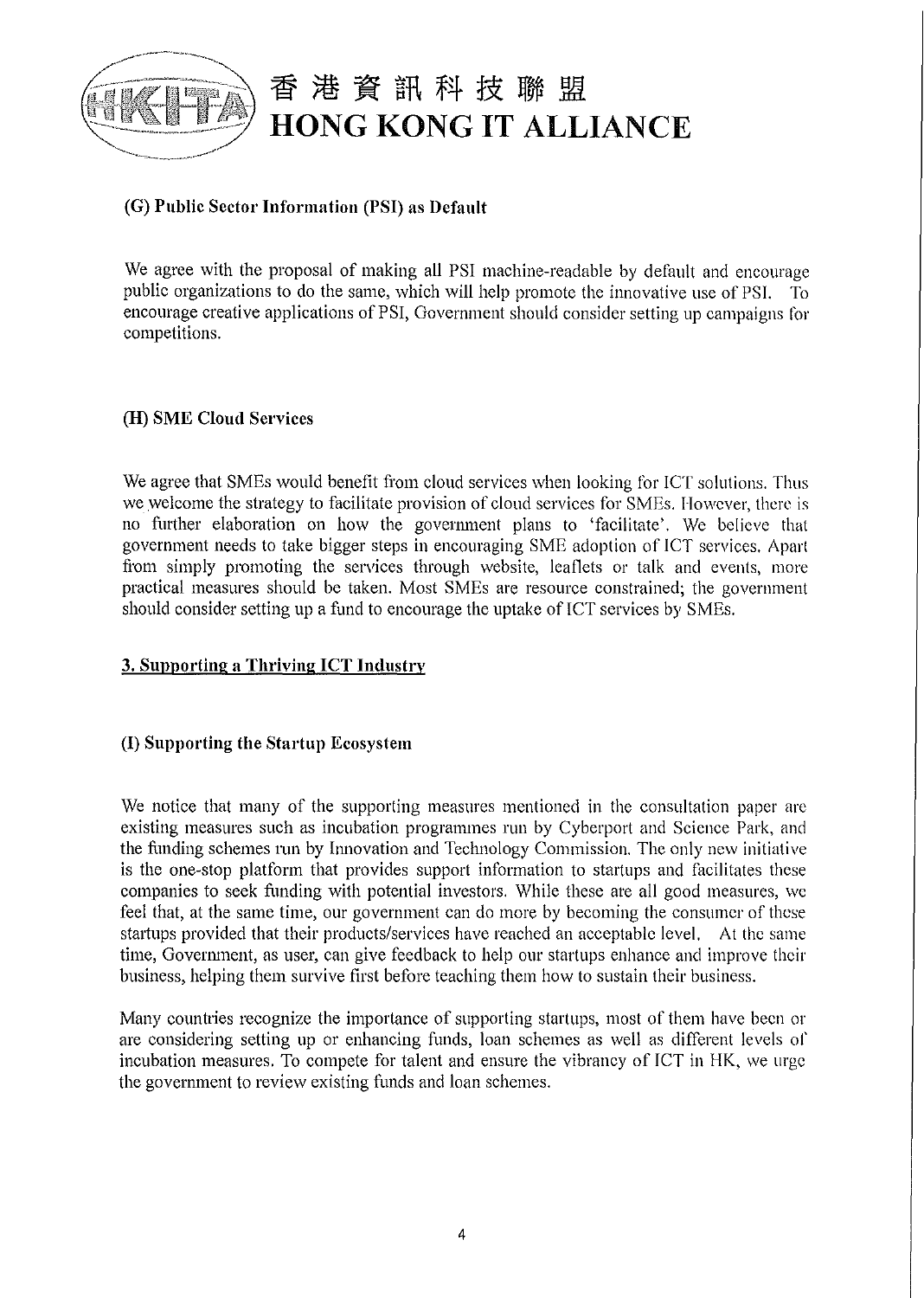### (G) Public Sector Information (PSI) as Default

We agree with the proposal of making all PSI machine-readable by default and encourage public organizations to do the same, which will help promote the innovative use of PSI. To encourage creative applications of PSI, Government should consider setting up campaigns for competitions.

### (H) SME Cloud Services

We agree that SMEs would benefit from cloud services when looking for ICT solutions. Thus we welcome the strategy to facilitate provision of cloud services for SMEs. However, there is no further elaboration on how the government plans to 'facilitate'. We believe that government needs to take bigger steps in encouraging SME adoption of ICT services. Apart from simply promoting the services through website, leaflets or talk and events, more practical measures should be taken. Most SMEs are resource constrained; the government should consider setting up a fund to encourage the uptake of ICT services by SMEs.

## 3. Supporting a Thriving ICT Industry

### (I) Supporting the Startup Ecosystem

We notice that many of the supporting measures mentioned in the consultation paper are existing measures such as incubation programmes run by Cyberport and Science Park, and the funding schemes run by Innovation and Technology Commission. The only new initiative is the one-stop platform that provides support information to startups and facilitates these companies to seek funding with potential investors. While these are all good measures, we feel that, at the same time, our government can do more by becoming the consumer of these startups provided that their products/services have reached an acceptable level. At the same time, Government, as user, can give feedback to help our startups enhance and improve their business, helping them survive first before teaching them how to sustain their business.

Many countries recognize the importance of supporting startups, most of them have been or are considering setting up or enhancing funds, loan schemes as well as different levels of incubation measures. To compete for talent and ensure the vibrancy of ICT in HK, we urge the government to review existing funds and loan schemes.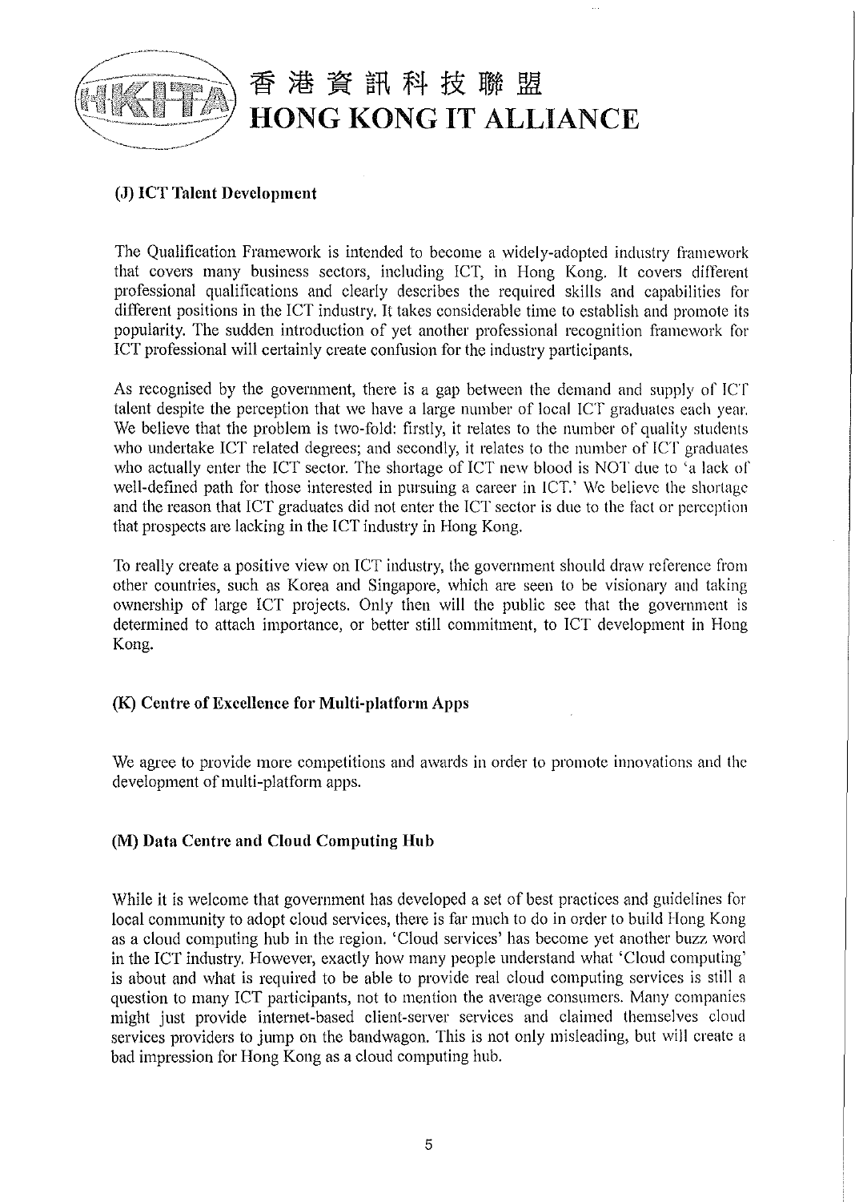### (J) ICT Talent Development

The Qualification Framework is intended to become a widely-adopted industry framework that covers many business sectors, including ICT, in Hong Kong. It covers different professional qualifications and clearly describes the required skills and capabilities for different positions in the ICT industry. It takes considerable time to establish and promote its popularity. The sudden introduction of yet another professional recognition framework for ICT professional will certainly create confusion for the industry participants.

As recognised by the government, there is a gap between the demand and supply of ICT talent despite the perception that we have a large number of local ICT graduates each year. We believe that the problem is two-fold: firstly, it relates to the number of quality students who undertake ICT related degrees; and secondly, it relates to the number of ICT graduates who actually enter the ICT sector. The shortage of ICT new blood is NOT due to 'a lack of well-defined path for those interested in pursuing a career in ICT.' We believe the shortage and the reason that ICT graduates did not enter the ICT sector is due to the fact or perception that prospects are lacking in the ICT industry in Hong Kong.

To really create a positive view on ICT industry, the government should draw reference from other countries, such as Korea and Singapore, which are seen to be visionary and taking ownership of large ICT projects. Only then will the public see that the government is determined to attach importance, or better still commitment, to ICT development in Hong Kong.

### (K) Centre of Excellence for Multi-platform Apps

We agree to provide more competitions and awards in order to promote innovations and the development of multi-platform apps.

### (M) Data Centre and Cloud Computing Hub

While it is welcome that government has developed a set of best practices and guidelines for local community to adopt cloud services, there is far much to do in order to build Hong Kong as a cloud computing hub in the region. 'Cloud services' has become yet another buzz word in the ICT industry. However, exactly how many people understand what 'Cloud computing' is about and what is required to be able to provide real cloud computing services is still a question to many ICT participants, not to mention the average consumers. Many companies might just provide internet-based client-server services and claimed themselves cloud services providers to jump on the bandwagon. This is not only misleading, but will create a bad impression for Hong Kong as a cloud computing hub.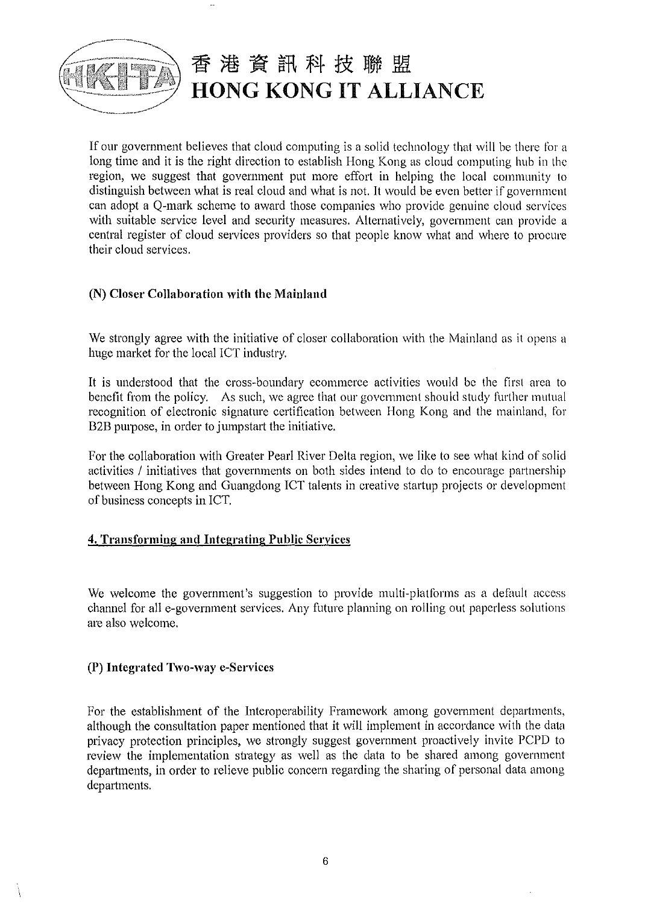If our government believes that cloud computing is a solid technology that will be there for a long time and it is the right direction to establish Hong Kong as cloud computing hub in the region, we suggest that government put more effort in helping the local community to distinguish between what is real cloud and what is not. It would be even better if government can adopt a Q-mark scheme to award those companies who provide genuine cloud services with suitable service level and security measures. Alternatively, government can provide a central register of cloud services providers so that people know what and where to procure their cloud services.

### (N) Closer Collaboration with the Mainland

We strongly agree with the initiative of closer collaboration with the Mainland as it opens a huge market for the local ICT industry.

It is understood that the cross-boundary ecommerce activities would be the first area to benefit from the policy. As such, we agree that our government should study further mutual recognition of electronic signature certification between Hong Kong and the mainland, for B2B purpose, in order to jumpstart the initiative.

For the collaboration with Greater Pearl River Delta region, we like to see what kind of solid activities / initiatives that governments on both sides intend to do to encourage partnership between Hong Kong and Guangdong ICT talents in creative startup projects or development of business concepts in ICT.

## 4. Transforming and Integrating Public Services

We welcome the government's suggestion to provide multi-platforms as a default access channel for all e-government services. Any future planning on rolling out paperless solutions are also welcome.

### (P) Integrated Two-way e-Services

For the establishment of the Interoperability Framework among government departments, although the consultation paper mentioned that it will implement in accordance with the data privacy protection principles, we strongly suggest government proactively invite PCPD to review the implementation strategy as well as the data to be shared among government departments, in order to relieve public concern regarding the sharing of personal data among departments.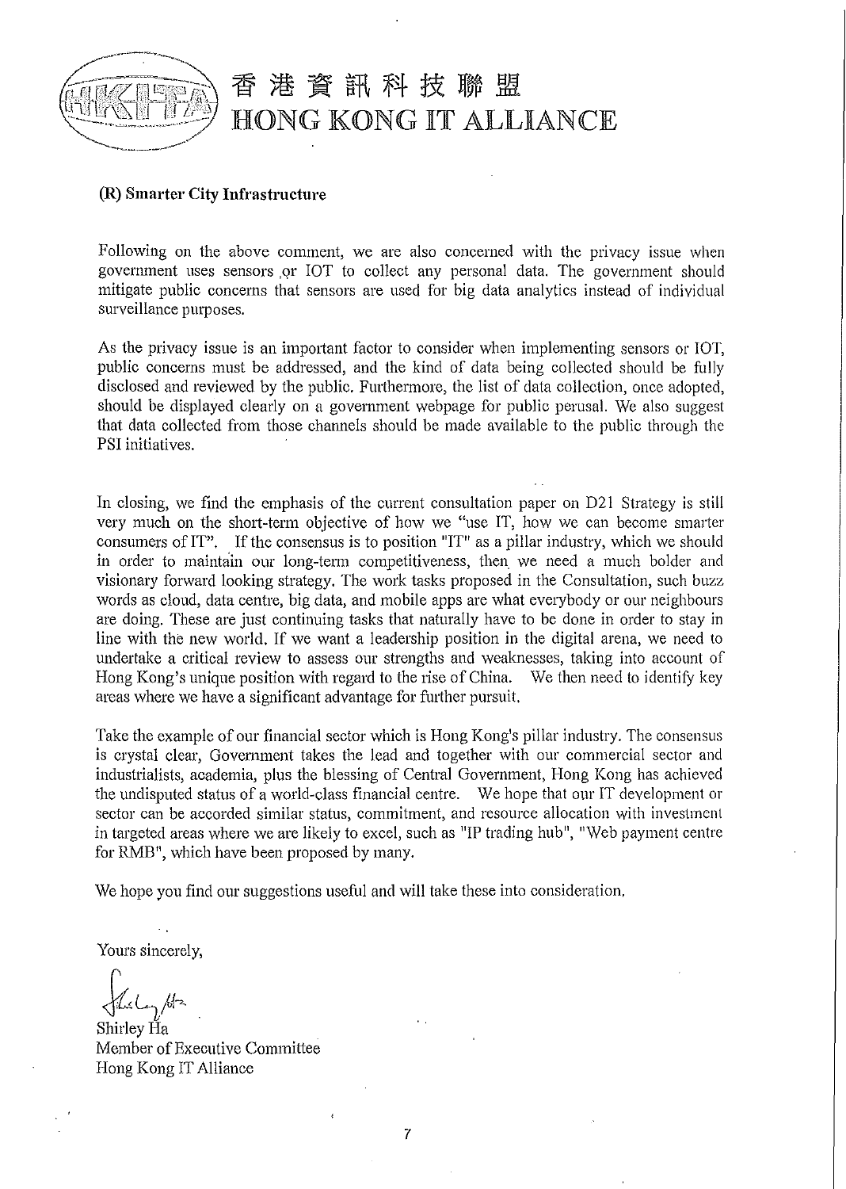# 香港資訊科技聯盟
# HONG KONG IT ALLIANCE

**(R) Smarter City Infrastructure**

Following on the above comment, we are also concerned with the privacy issue when government uses sensors or IOT to collect any personal data. The government should mitigate public concerns that sensors are used for big data analytics instead of individual surveillance purposes.

As the privacy issue is an important factor to consider when implementing sensors or IOT, public concerns must be addressed, and the kind of data being collected should be fully disclosed and reviewed by the public. Furthermore, the list of data collection, once adopted, should be displayed clearly on a government webpage for public perusal. We also suggest that data collected from those channels should be made available to the public through the PSI initiatives.

In closing, we find the emphasis of the current consultation paper on D21 Strategy is still very much on the short-term objective of how we "use IT, how we can become smarter consumers of IT". If the consensus is to position "IT" as a pillar industry, which we should in order to maintain our long-term competitiveness, then we need a much bolder and visionary forward looking strategy. The work tasks proposed in the Consultation, such buzz words as cloud, data centre, big data, and mobile apps are what everybody or our neighbours are doing. These are just continuing tasks that naturally have to be done in order to stay in line with the new world. If we want a leadership position in the digital arena, we need to undertake a critical review to assess our strengths and weaknesses, taking into account of Hong Kong's unique position with regard to the rise of China. We then need to identify key areas where we have a significant advantage for further pursuit.

Take the example of our financial sector which is Hong Kong's pillar industry. The consensus is crystal clear, Government takes the lead and together with our commercial sector and industrialists, academia, plus the blessing of Central Government, Hong Kong has achieved the undisputed status of a world-class financial centre. We hope that our IT development or sector can be accorded similar status, commitment, and resource allocation with investment in targeted areas where we are likely to excel, such as "IP trading hub", "Web payment centre for RMB", which have been proposed by many.

We hope you find our suggestions useful and will take these into consideration.

Yours sincerely,

Shirley Ha
Member of Executive Committee
Hong Kong IT Alliance